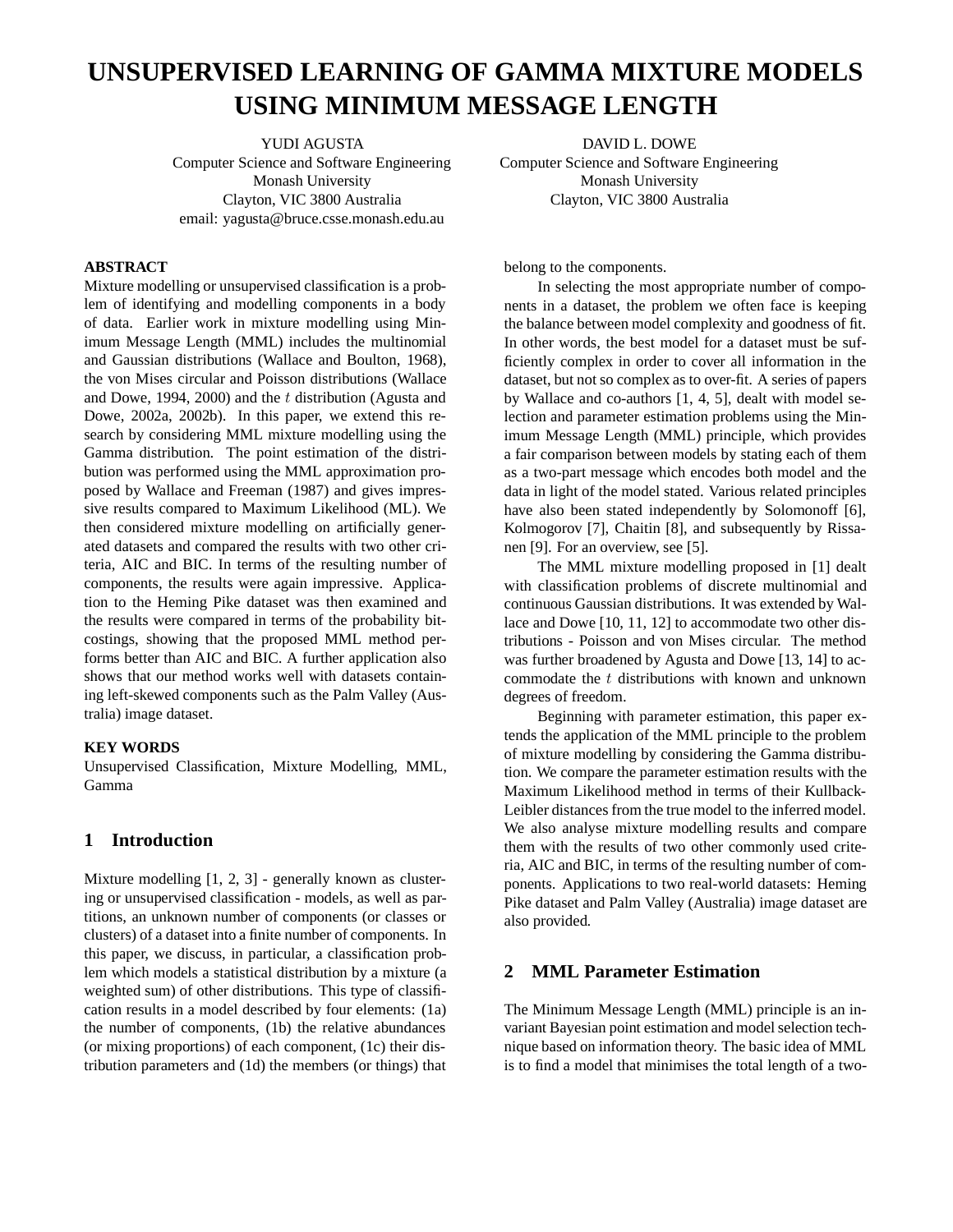# UNSUPERVISED LEARNING OF GAMMA MIXTURE MODELS USING MINIMUM MESSAGE LENGTH

YUDI AGUSTA
Computer Science and Software Engineering
Monash University
Clayton, VIC 3800 Australia
email: yagusta@bruce.csse.monash.edu.au

DAVID L. DOWE
Computer Science and Software Engineering
Monash University
Clayton, VIC 3800 Australia

### ABSTRACT

Mixture modelling or unsupervised classification is a problem of identifying and modelling components in a body of data. Earlier work in mixture modelling using Minimum Message Length (MML) includes the multinomial and Gaussian distributions (Wallace and Boulton, 1968), the von Mises circular and Poisson distributions (Wallace and Dowe, 1994, 2000) and the $t$ distribution (Agusta and Dowe, 2002a, 2002b). In this paper, we extend this research by considering MML mixture modelling using the Gamma distribution. The point estimation of the distribution was performed using the MML approximation proposed by Wallace and Freeman (1987) and gives impressive results compared to Maximum Likelihood (ML). We then considered mixture modelling on artificially generated datasets and compared the results with two other criteria, AIC and BIC. In terms of the resulting number of components, the results were again impressive. Application to the Heming Pike dataset was then examined and the results were compared in terms of the probability bitcostings, showing that the proposed MML method performs better than AIC and BIC. A further application also shows that our method works well with datasets containing left-skewed components such as the Palm Valley (Australia) image dataset.

### KEY WORDS

Unsupervised Classification, Mixture Modelling, MML, Gamma

## 1 Introduction

Mixture modelling [1, 2, 3] - generally known as clustering or unsupervised classification - models, as well as partitions, an unknown number of components (or classes or clusters) of a dataset into a finite number of components. In this paper, we discuss, in particular, a classification problem which models a statistical distribution by a mixture (a weighted sum) of other distributions. This type of classification results in a model described by four elements: (1a) the number of components, (1b) the relative abundances (or mixing proportions) of each component, (1c) their distribution parameters and (1d) the members (or things) that belong to the components.

In selecting the most appropriate number of components in a dataset, the problem we often face is keeping the balance between model complexity and goodness of fit. In other words, the best model for a dataset must be sufficiently complex in order to cover all information in the dataset, but not so complex as to over-fit. A series of papers by Wallace and co-authors [1, 4, 5], dealt with model selection and parameter estimation problems using the Minimum Message Length (MML) principle, which provides a fair comparison between models by stating each of them as a two-part message which encodes both model and the data in light of the model stated. Various related principles have also been stated independently by Solomonoff [6], Kolmogorov [7], Chaitin [8], and subsequently by Rissanen [9]. For an overview, see [5].

The MML mixture modelling proposed in [1] dealt with classification problems of discrete multinomial and continuous Gaussian distributions. It was extended by Wallace and Dowe [10, 11, 12] to accommodate two other distributions - Poisson and von Mises circular. The method was further broadened by Agusta and Dowe [13, 14] to accommodate the $t$ distributions with known and unknown degrees of freedom.

Beginning with parameter estimation, this paper extends the application of the MML principle to the problem of mixture modelling by considering the Gamma distribution. We compare the parameter estimation results with the Maximum Likelihood method in terms of their Kullback-Leibler distances from the true model to the inferred model. We also analyse mixture modelling results and compare them with the results of two other commonly used criteria, AIC and BIC, in terms of the resulting number of components. Applications to two real-world datasets: Heming Pike dataset and Palm Valley (Australia) image dataset are also provided.

## 2 MML Parameter Estimation

The Minimum Message Length (MML) principle is an invariant Bayesian point estimation and model selection technique based on information theory. The basic idea of MML is to find a model that minimises the total length of a two-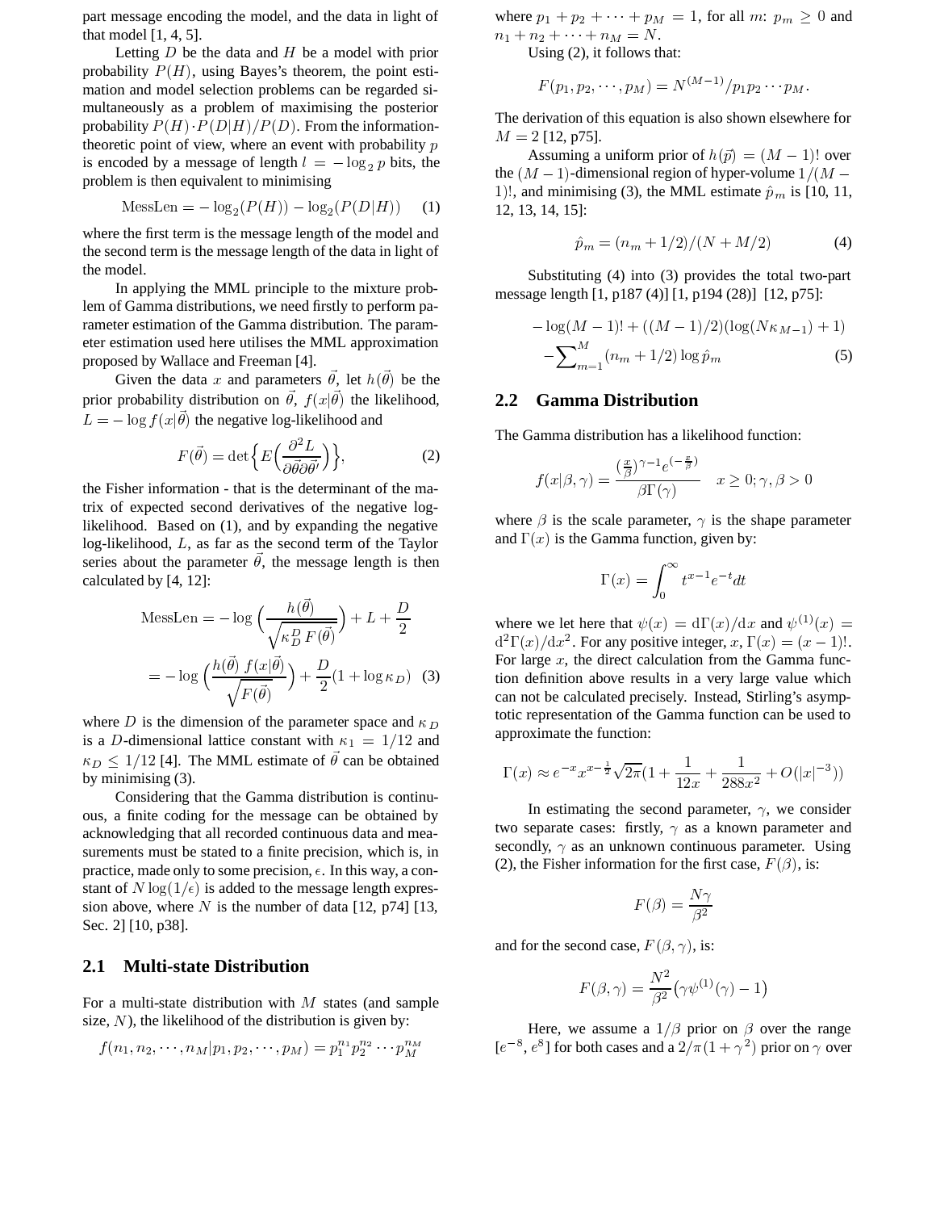part message encoding the model, and the data in light of that model [1, 4, 5].

Letting $D$ be the data and $H$ be a model with prior probability $P(H)$, using Bayes's theorem, the point estimation and model selection problems can be regarded simultaneously as a problem of maximising the posterior probability $P(H) \cdot P(D|H)/P(D)$. From the information-theoretic point of view, where an event with probability $p$ is encoded by a message of length $l = -\log_2 p$ bits, the problem is then equivalent to minimising

$$\text{MessLen} = -\log_2(P(H)) - \log_2(P(D|H)) \quad (1)$$

where the first term is the message length of the model and the second term is the message length of the data in light of the model.

In applying the MML principle to the mixture problem of Gamma distributions, we need firstly to perform parameter estimation of the Gamma distribution. The parameter estimation used here utilises the MML approximation proposed by Wallace and Freeman [4].

Given the data $x$ and parameters $\vec{\theta}$, let $h(\vec{\theta})$ be the prior probability distribution on $\vec{\theta}$, $f(x|\vec{\theta})$ the likelihood, $L = -\log f(x|\vec{\theta})$ the negative log-likelihood and

$$F(\vec{\theta}) = \det\Big\{E\Big(\frac{\partial^2 L}{\partial\vec{\theta}\partial\vec{\theta}'}\Big)\Big\}, \quad (2)$$

the Fisher information - that is the determinant of the matrix of expected second derivatives of the negative log-likelihood. Based on (1), and by expanding the negative log-likelihood, $L$, as far as the second term of the Taylor series about the parameter $\vec{\theta}$, the message length is then calculated by [4, 12]:

$$\begin{aligned}\text{MessLen} &= -\log\Big(\frac{h(\vec{\theta})}{\sqrt{\kappa_D^D F(\vec{\theta})}}\Big) + L + \frac{D}{2} \\ &= -\log\Big(\frac{h(\vec{\theta})\, f(x|\vec{\theta})}{\sqrt{F(\vec{\theta})}}\Big) + \frac{D}{2}(1 + \log\kappa_D) \quad (3)\end{aligned}$$

where $D$ is the dimension of the parameter space and $\kappa_D$ is a $D$-dimensional lattice constant with $\kappa_1 = 1/12$ and $\kappa_D \leq 1/12$ [4]. The MML estimate of $\vec{\theta}$ can be obtained by minimising (3).

Considering that the Gamma distribution is continuous, a finite coding for the message can be obtained by acknowledging that all recorded continuous data and measurements must be stated to a finite precision, which is, in practice, made only to some precision, $\epsilon$. In this way, a constant of $N\log(1/\epsilon)$ is added to the message length expression above, where $N$ is the number of data [12, p74] [13, Sec. 2] [10, p38].

## 2.1 Multi-state Distribution

For a multi-state distribution with $M$ states (and sample size, $N$), the likelihood of the distribution is given by:

$$f(n_1, n_2, \cdots, n_M | p_1, p_2, \cdots, p_M) = p_1^{n_1} p_2^{n_2} \cdots p_M^{n_M}$$

where $p_1 + p_2 + \cdots + p_M = 1$, for all $m$: $p_m \geq 0$ and $n_1 + n_2 + \cdots + n_M = N$.

Using (2), it follows that:

$$F(p_1, p_2, \cdots, p_M) = N^{(M-1)}/p_1 p_2 \cdots p_M.$$

The derivation of this equation is also shown elsewhere for $M = 2$ [12, p75].

Assuming a uniform prior of $h(\vec{p}) = (M-1)!$ over the $(M-1)$-dimensional region of hyper-volume $1/(M-1)!$, and minimising (3), the MML estimate $\hat{p}_m$ is [10, 11, 12, 13, 14, 15]:

$$\hat{p}_m = (n_m + 1/2)/(N + M/2) \quad (4)$$

Substituting (4) into (3) provides the total two-part message length [1, p187 (4)] [1, p194 (28)] [12, p75]:

$$\begin{aligned}&-\log(M-1)! + ((M-1)/2)(\log(N\kappa_{M-1}) + 1) \\ &-\sum_{m=1}^{M}(n_m + 1/2)\log\hat{p}_m \quad (5)\end{aligned}$$

## 2.2 Gamma Distribution

The Gamma distribution has a likelihood function:

$$f(x|\beta,\gamma) = \frac{(\frac{x}{\beta})^{\gamma-1} e^{(-\frac{x}{\beta})}}{\beta\Gamma(\gamma)} \quad x \geq 0; \gamma, \beta > 0$$

where $\beta$ is the scale parameter, $\gamma$ is the shape parameter and $\Gamma(x)$ is the Gamma function, given by:

$$\Gamma(x) = \int_0^\infty t^{x-1} e^{-t} dt$$

where we let here that $\psi(x) = \mathrm{d}\Gamma(x)/\mathrm{d}x$ and $\psi^{(1)}(x) = \mathrm{d}^2\Gamma(x)/\mathrm{d}x^2$. For any positive integer, $x$, $\Gamma(x) = (x-1)!$. For large $x$, the direct calculation from the Gamma function definition above results in a very large value which can not be calculated precisely. Instead, Stirling's asymptotic representation of the Gamma function can be used to approximate the function:

$$\Gamma(x) \approx e^{-x} x^{x-\frac{1}{2}} \sqrt{2\pi}\Big(1 + \frac{1}{12x} + \frac{1}{288x^2} + O(|x|^{-3})\Big)$$

In estimating the second parameter, $\gamma$, we consider two separate cases: firstly, $\gamma$ as a known parameter and secondly, $\gamma$ as an unknown continuous parameter. Using (2), the Fisher information for the first case, $F(\beta)$, is:

$$F(\beta) = \frac{N\gamma}{\beta^2}$$

and for the second case, $F(\beta, \gamma)$, is:

$$F(\beta,\gamma) = \frac{N^2}{\beta^2}\big(\gamma\psi^{(1)}(\gamma) - 1\big)$$

Here, we assume a $1/\beta$ prior on $\beta$ over the range $[e^{-8}, e^{8}]$ for both cases and a $2/\pi(1+\gamma^2)$ prior on $\gamma$ over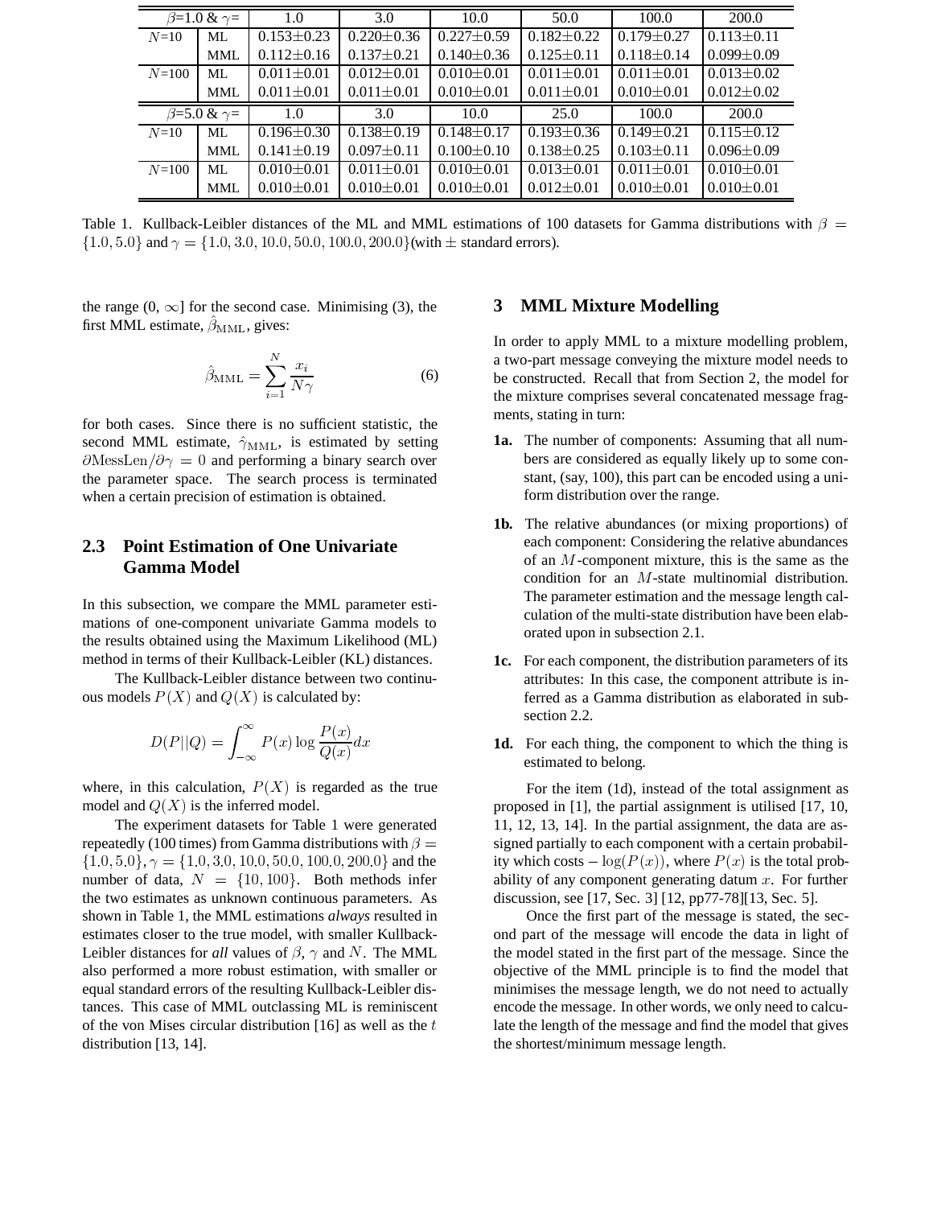| $\beta$=1.0 & $\gamma$= | | 1.0 | 3.0 | 10.0 | 50.0 | 100.0 | 200.0 |
|---|---|---|---|---|---|---|---|
| $N$=10 | ML | 0.153±0.23 | 0.220±0.36 | 0.227±0.59 | 0.182±0.22 | 0.179±0.27 | 0.113±0.11 |
| | MML | 0.112±0.16 | 0.137±0.21 | 0.140±0.36 | 0.125±0.11 | 0.118±0.14 | 0.099±0.09 |
| $N$=100 | ML | 0.011±0.01 | 0.012±0.01 | 0.010±0.01 | 0.011±0.01 | 0.011±0.01 | 0.013±0.02 |
| | MML | 0.011±0.01 | 0.011±0.01 | 0.010±0.01 | 0.011±0.01 | 0.010±0.01 | 0.012±0.02 |
| $\beta$=5.0 & $\gamma$= | | 1.0 | 3.0 | 10.0 | 25.0 | 100.0 | 200.0 |
| $N$=10 | ML | 0.196±0.30 | 0.138±0.19 | 0.148±0.17 | 0.193±0.36 | 0.149±0.21 | 0.115±0.12 |
| | MML | 0.141±0.19 | 0.097±0.11 | 0.100±0.10 | 0.138±0.25 | 0.103±0.11 | 0.096±0.09 |
| $N$=100 | ML | 0.010±0.01 | 0.011±0.01 | 0.010±0.01 | 0.013±0.01 | 0.011±0.01 | 0.010±0.01 |
| | MML | 0.010±0.01 | 0.010±0.01 | 0.010±0.01 | 0.012±0.01 | 0.010±0.01 | 0.010±0.01 |

Table 1. Kullback-Leibler distances of the ML and MML estimations of 100 datasets for Gamma distributions with $\beta = \{1.0, 5.0\}$ and $\gamma = \{1.0, 3.0, 10.0, 50.0, 100.0, 200.0\}$(with ± standard errors).

the range (0, ∞] for the second case. Minimising (3), the first MML estimate, $\hat{\beta}_{\rm MML}$, gives:

$$\hat{\beta}_{\rm MML} = \sum_{i=1}^{N} \frac{x_i}{N\gamma} \tag{6}$$

for both cases. Since there is no sufficient statistic, the second MML estimate, $\hat{\gamma}_{\rm MML}$, is estimated by setting $\partial {\rm MessLen}/\partial\gamma = 0$ and performing a binary search over the parameter space. The search process is terminated when a certain precision of estimation is obtained.

### 2.3 Point Estimation of One Univariate Gamma Model

In this subsection, we compare the MML parameter estimations of one-component univariate Gamma models to the results obtained using the Maximum Likelihood (ML) method in terms of their Kullback-Leibler (KL) distances.

The Kullback-Leibler distance between two continuous models $P(X)$ and $Q(X)$ is calculated by:

$$D(P||Q) = \int_{-\infty}^{\infty} P(x) \log \frac{P(x)}{Q(x)} dx$$

where, in this calculation, $P(X)$ is regarded as the true model and $Q(X)$ is the inferred model.

The experiment datasets for Table 1 were generated repeatedly (100 times) from Gamma distributions with $\beta = \{1.0, 5.0\}$, $\gamma = \{1.0, 3.0, 10.0, 50.0, 100.0, 200.0\}$ and the number of data, $N = \{10, 100\}$. Both methods infer the two estimates as unknown continuous parameters. As shown in Table 1, the MML estimations *always* resulted in estimates closer to the true model, with smaller Kullback-Leibler distances for *all* values of $\beta$, $\gamma$ and $N$. The MML also performed a more robust estimation, with smaller or equal standard errors of the resulting Kullback-Leibler distances. This case of MML outclassing ML is reminiscent of the von Mises circular distribution [16] as well as the $t$ distribution [13, 14].

## 3 MML Mixture Modelling

In order to apply MML to a mixture modelling problem, a two-part message conveying the mixture model needs to be constructed. Recall that from Section 2, the model for the mixture comprises several concatenated message fragments, stating in turn:

**1a.** The number of components: Assuming that all numbers are considered as equally likely up to some constant, (say, 100), this part can be encoded using a uniform distribution over the range.

**1b.** The relative abundances (or mixing proportions) of each component: Considering the relative abundances of an $M$-component mixture, this is the same as the condition for an $M$-state multinomial distribution. The parameter estimation and the message length calculation of the multi-state distribution have been elaborated upon in subsection 2.1.

**1c.** For each component, the distribution parameters of its attributes: In this case, the component attribute is inferred as a Gamma distribution as elaborated in subsection 2.2.

**1d.** For each thing, the component to which the thing is estimated to belong.

For the item (1d), instead of the total assignment as proposed in [1], the partial assignment is utilised [17, 10, 11, 12, 13, 14]. In the partial assignment, the data are assigned partially to each component with a certain probability which costs $-\log(P(x))$, where $P(x)$ is the total probability of any component generating datum $x$. For further discussion, see [17, Sec. 3] [12, pp77-78][13, Sec. 5].

Once the first part of the message is stated, the second part of the message will encode the data in light of the model stated in the first part of the message. Since the objective of the MML principle is to find the model that minimises the message length, we do not need to actually encode the message. In other words, we only need to calculate the length of the message and find the model that gives the shortest/minimum message length.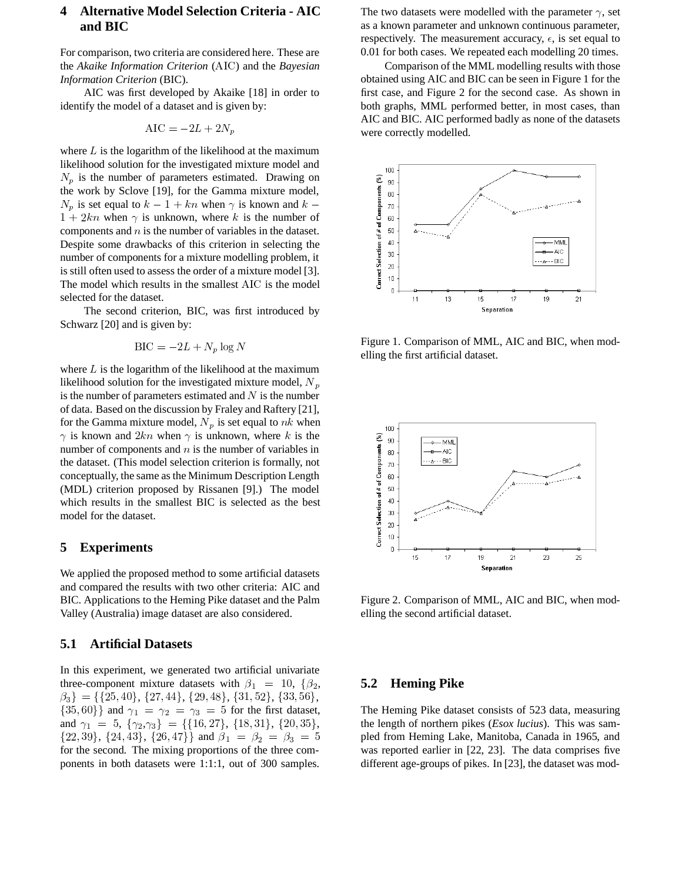## 4 Alternative Model Selection Criteria - AIC and BIC

For comparison, two criteria are considered here. These are the *Akaike Information Criterion* (AIC) and the *Bayesian Information Criterion* (BIC).

AIC was first developed by Akaike [18] in order to identify the model of a dataset and is given by:

$$\mathrm{AIC} = -2L + 2N_p$$

where $L$ is the logarithm of the likelihood at the maximum likelihood solution for the investigated mixture model and $N_p$ is the number of parameters estimated. Drawing on the work by Sclove [19], for the Gamma mixture model, $N_p$ is set equal to $k - 1 + kn$ when $\gamma$ is known and $k - 1 + 2kn$ when $\gamma$ is unknown, where $k$ is the number of components and $n$ is the number of variables in the dataset. Despite some drawbacks of this criterion in selecting the number of components for a mixture modelling problem, it is still often used to assess the order of a mixture model [3]. The model which results in the smallest AIC is the model selected for the dataset.

The second criterion, BIC, was first introduced by Schwarz [20] and is given by:

$$\mathrm{BIC} = -2L + N_p \log N$$

where $L$ is the logarithm of the likelihood at the maximum likelihood solution for the investigated mixture model, $N_p$ is the number of parameters estimated and $N$ is the number of data. Based on the discussion by Fraley and Raftery [21], for the Gamma mixture model, $N_p$ is set equal to $nk$ when $\gamma$ is known and $2kn$ when $\gamma$ is unknown, where $k$ is the number of components and $n$ is the number of variables in the dataset. (This model selection criterion is formally, not conceptually, the same as the Minimum Description Length (MDL) criterion proposed by Rissanen [9].) The model which results in the smallest BIC is selected as the best model for the dataset.

## 5 Experiments

We applied the proposed method to some artificial datasets and compared the results with two other criteria: AIC and BIC. Applications to the Heming Pike dataset and the Palm Valley (Australia) image dataset are also considered.

### 5.1 Artificial Datasets

In this experiment, we generated two artificial univariate three-component mixture datasets with $\beta_1 = 10$, $\{\beta_2, \beta_3\} = \{\{25,40\}, \{27,44\}, \{29,48\}, \{31,52\}, \{33,56\}, \{35,60\}\}$ and $\gamma_1 = \gamma_2 = \gamma_3 = 5$ for the first dataset, and $\gamma_1 = 5$, $\{\gamma_2, \gamma_3\} = \{\{16,27\}, \{18,31\}, \{20,35\}, \{22,39\}, \{24,43\}, \{26,47\}\}$ and $\beta_1 = \beta_2 = \beta_3 = 5$ for the second. The mixing proportions of the three components in both datasets were 1:1:1, out of 300 samples. The two datasets were modelled with the parameter $\gamma$, set as a known parameter and unknown continuous parameter, respectively. The measurement accuracy, $\epsilon$, is set equal to 0.01 for both cases. We repeated each modelling 20 times.

Comparison of the MML modelling results with those obtained using AIC and BIC can be seen in Figure 1 for the first case, and Figure 2 for the second case. As shown in both graphs, MML performed better, in most cases, than AIC and BIC. AIC performed badly as none of the datasets were correctly modelled.

Figure 1. Comparison of MML, AIC and BIC, when modelling the first artificial dataset.

Figure 2. Comparison of MML, AIC and BIC, when modelling the second artificial dataset.

### 5.2 Heming Pike

The Heming Pike dataset consists of 523 data, measuring the length of northern pikes (*Esox lucius*). This was sampled from Heming Lake, Manitoba, Canada in 1965, and was reported earlier in [22, 23]. The data comprises five different age-groups of pikes. In [23], the dataset was mod-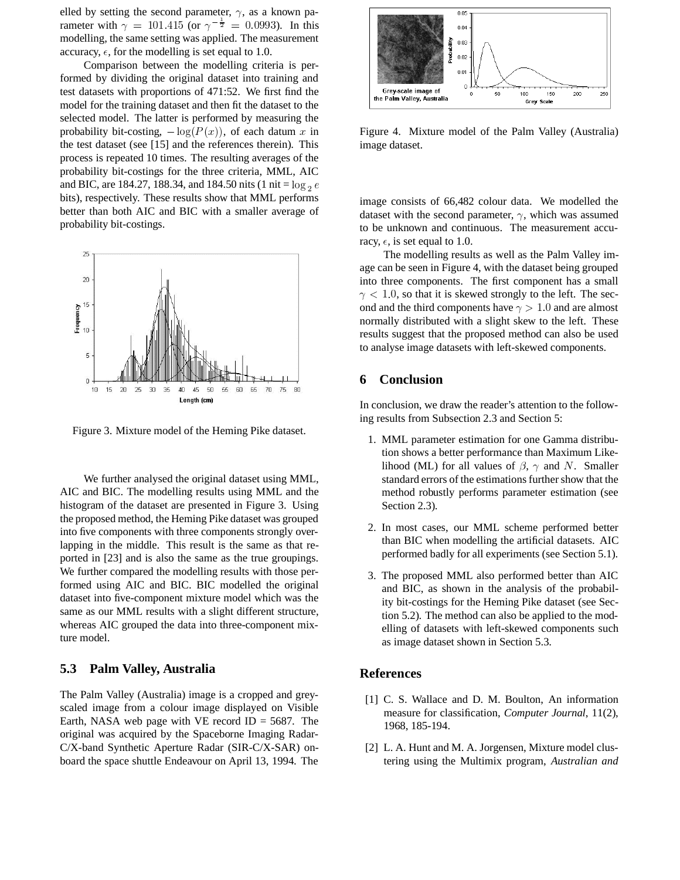elled by setting the second parameter, $\gamma$, as a known parameter with $\gamma = 101.415$ (or $\gamma^{-\frac{1}{2}} = 0.0993$). In this modelling, the same setting was applied. The measurement accuracy, $\epsilon$, for the modelling is set equal to 1.0.

Comparison between the modelling criteria is performed by dividing the original dataset into training and test datasets with proportions of 471:52. We first find the model for the training dataset and then fit the dataset to the selected model. The latter is performed by measuring the probability bit-costing, $-\log(P(x))$, of each datum $x$ in the test dataset (see [15] and the references therein). This process is repeated 10 times. The resulting averages of the probability bit-costings for the three criteria, MML, AIC and BIC, are 184.27, 188.34, and 184.50 nits (1 nit = $\log_2 e$ bits), respectively. These results show that MML performs better than both AIC and BIC with a smaller average of probability bit-costings.

Figure 3. Mixture model of the Heming Pike dataset.

We further analysed the original dataset using MML, AIC and BIC. The modelling results using MML and the histogram of the dataset are presented in Figure 3. Using the proposed method, the Heming Pike dataset was grouped into five components with three components strongly overlapping in the middle. This result is the same as that reported in [23] and is also the same as the true groupings. We further compared the modelling results with those performed using AIC and BIC. BIC modelled the original dataset into five-component mixture model which was the same as our MML results with a slight different structure, whereas AIC grouped the data into three-component mixture model.

### 5.3 Palm Valley, Australia

The Palm Valley (Australia) image is a cropped and grey-scaled image from a colour image displayed on Visible Earth, NASA web page with VE record ID = 5687. The original was acquired by the Spaceborne Imaging Radar-C/X-band Synthetic Aperture Radar (SIR-C/X-SAR) on-board the space shuttle Endeavour on April 13, 1994. The image consists of 66,482 colour data. We modelled the dataset with the second parameter, $\gamma$, which was assumed to be unknown and continuous. The measurement accuracy, $\epsilon$, is set equal to 1.0.

Figure 4. Mixture model of the Palm Valley (Australia) image dataset.

The modelling results as well as the Palm Valley image can be seen in Figure 4, with the dataset being grouped into three components. The first component has a small $\gamma < 1.0$, so that it is skewed strongly to the left. The second and the third components have $\gamma > 1.0$ and are almost normally distributed with a slight skew to the left. These results suggest that the proposed method can also be used to analyse image datasets with left-skewed components.

## 6 Conclusion

In conclusion, we draw the reader's attention to the following results from Subsection 2.3 and Section 5:

1. MML parameter estimation for one Gamma distribution shows a better performance than Maximum Likelihood (ML) for all values of $\beta$, $\gamma$ and $N$. Smaller standard errors of the estimations further show that the method robustly performs parameter estimation (see Section 2.3).
2. In most cases, our MML scheme performed better than BIC when modelling the artificial datasets. AIC performed badly for all experiments (see Section 5.1).
3. The proposed MML also performed better than AIC and BIC, as shown in the analysis of the probability bit-costings for the Heming Pike dataset (see Section 5.2). The method can also be applied to the modelling of datasets with left-skewed components such as image dataset shown in Section 5.3.

## References

[1] C. S. Wallace and D. M. Boulton, An information measure for classification, *Computer Journal*, 11(2), 1968, 185-194.

[2] L. A. Hunt and M. A. Jorgensen, Mixture model clustering using the Multimix program, *Australian and*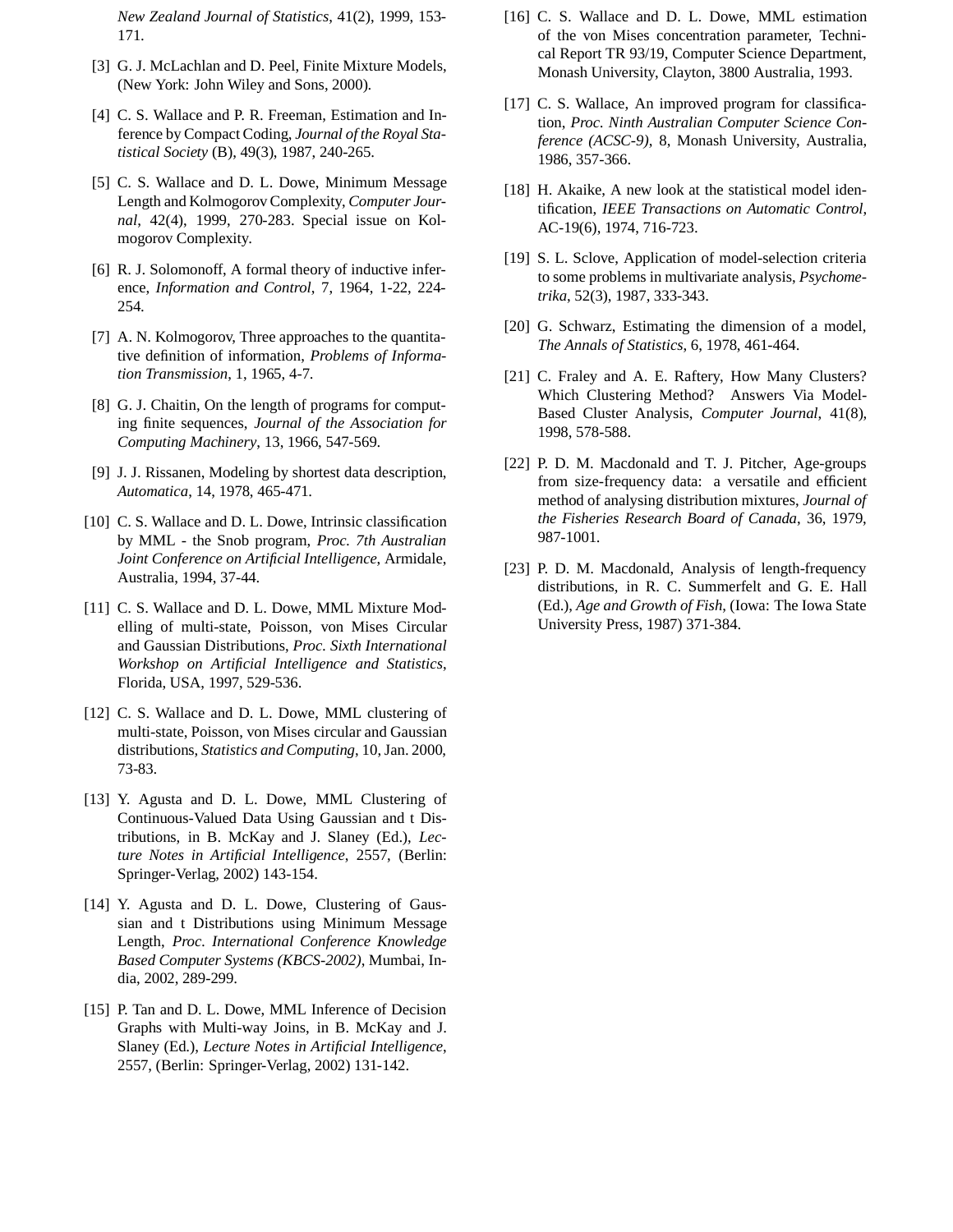*New Zealand Journal of Statistics*, 41(2), 1999, 153-171.

[3] G. J. McLachlan and D. Peel, Finite Mixture Models, (New York: John Wiley and Sons, 2000).

[4] C. S. Wallace and P. R. Freeman, Estimation and Inference by Compact Coding, *Journal of the Royal Statistical Society* (B), 49(3), 1987, 240-265.

[5] C. S. Wallace and D. L. Dowe, Minimum Message Length and Kolmogorov Complexity, *Computer Journal*, 42(4), 1999, 270-283. Special issue on Kolmogorov Complexity.

[6] R. J. Solomonoff, A formal theory of inductive inference, *Information and Control*, 7, 1964, 1-22, 224-254.

[7] A. N. Kolmogorov, Three approaches to the quantitative definition of information, *Problems of Information Transmission*, 1, 1965, 4-7.

[8] G. J. Chaitin, On the length of programs for computing finite sequences, *Journal of the Association for Computing Machinery*, 13, 1966, 547-569.

[9] J. J. Rissanen, Modeling by shortest data description, *Automatica*, 14, 1978, 465-471.

[10] C. S. Wallace and D. L. Dowe, Intrinsic classification by MML - the Snob program, *Proc. 7th Australian Joint Conference on Artificial Intelligence*, Armidale, Australia, 1994, 37-44.

[11] C. S. Wallace and D. L. Dowe, MML Mixture Modelling of multi-state, Poisson, von Mises Circular and Gaussian Distributions, *Proc. Sixth International Workshop on Artificial Intelligence and Statistics*, Florida, USA, 1997, 529-536.

[12] C. S. Wallace and D. L. Dowe, MML clustering of multi-state, Poisson, von Mises circular and Gaussian distributions, *Statistics and Computing*, 10, Jan. 2000, 73-83.

[13] Y. Agusta and D. L. Dowe, MML Clustering of Continuous-Valued Data Using Gaussian and t Distributions, in B. McKay and J. Slaney (Ed.), *Lecture Notes in Artificial Intelligence*, 2557, (Berlin: Springer-Verlag, 2002) 143-154.

[14] Y. Agusta and D. L. Dowe, Clustering of Gaussian and t Distributions using Minimum Message Length, *Proc. International Conference Knowledge Based Computer Systems (KBCS-2002)*, Mumbai, India, 2002, 289-299.

[15] P. Tan and D. L. Dowe, MML Inference of Decision Graphs with Multi-way Joins, in B. McKay and J. Slaney (Ed.), *Lecture Notes in Artificial Intelligence*, 2557, (Berlin: Springer-Verlag, 2002) 131-142.

[16] C. S. Wallace and D. L. Dowe, MML estimation of the von Mises concentration parameter, Technical Report TR 93/19, Computer Science Department, Monash University, Clayton, 3800 Australia, 1993.

[17] C. S. Wallace, An improved program for classification, *Proc. Ninth Australian Computer Science Conference (ACSC-9)*, 8, Monash University, Australia, 1986, 357-366.

[18] H. Akaike, A new look at the statistical model identification, *IEEE Transactions on Automatic Control*, AC-19(6), 1974, 716-723.

[19] S. L. Sclove, Application of model-selection criteria to some problems in multivariate analysis, *Psychometrika*, 52(3), 1987, 333-343.

[20] G. Schwarz, Estimating the dimension of a model, *The Annals of Statistics*, 6, 1978, 461-464.

[21] C. Fraley and A. E. Raftery, How Many Clusters? Which Clustering Method? Answers Via Model-Based Cluster Analysis, *Computer Journal*, 41(8), 1998, 578-588.

[22] P. D. M. Macdonald and T. J. Pitcher, Age-groups from size-frequency data: a versatile and efficient method of analysing distribution mixtures, *Journal of the Fisheries Research Board of Canada*, 36, 1979, 987-1001.

[23] P. D. M. Macdonald, Analysis of length-frequency distributions, in R. C. Summerfelt and G. E. Hall (Ed.), *Age and Growth of Fish*, (Iowa: The Iowa State University Press, 1987) 371-384.